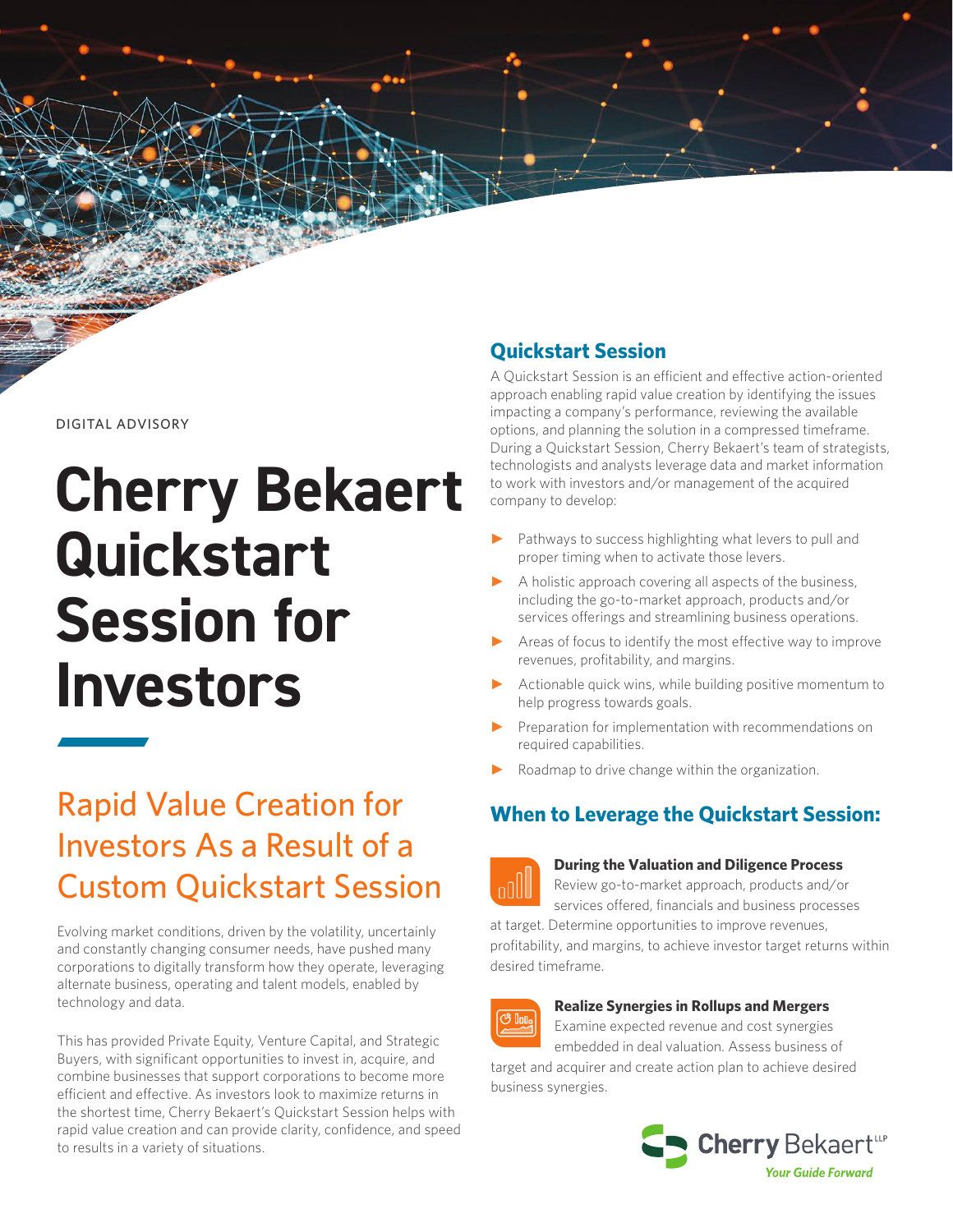DIGITAL ADVISORY

# Cherry Bekaert Quickstart Session for Investors

## Rapid Value Creation for Investors As a Result of a Custom Quickstart Session

Evolving market conditions, driven by the volatility, uncertainly and constantly changing consumer needs, have pushed many corporations to digitally transform how they operate, leveraging alternate business, operating and talent models, enabled by technology and data.

This has provided Private Equity, Venture Capital, and Strategic Buyers, with significant opportunities to invest in, acquire, and combine businesses that support corporations to become more efficient and effective. As investors look to maximize returns in the shortest time, Cherry Bekaert's Quickstart Session helps with rapid value creation and can provide clarity, confidence, and speed to results in a variety of situations.

## Quickstart Session

A Quickstart Session is an efficient and effective action-oriented approach enabling rapid value creation by identifying the issues impacting a company's performance, reviewing the available options, and planning the solution in a compressed timeframe. During a Quickstart Session, Cherry Bekaert's team of strategists, technologists and analysts leverage data and market information to work with investors and/or management of the acquired company to develop:

- Pathways to success highlighting what levers to pull and proper timing when to activate those levers.
- A holistic approach covering all aspects of the business, including the go-to-market approach, products and/or services offerings and streamlining business operations.
- Areas of focus to identify the most effective way to improve revenues, profitability, and margins.
- Actionable quick wins, while building positive momentum to help progress towards goals.
- Preparation for implementation with recommendations on required capabilities.
- Roadmap to drive change within the organization.

## When to Leverage the Quickstart Session:

**During the Valuation and Diligence Process**
Review go-to-market approach, products and/or services offered, financials and business processes at target. Determine opportunities to improve revenues, profitability, and margins, to achieve investor target returns within desired timeframe.

**Realize Synergies in Rollups and Mergers**
Examine expected revenue and cost synergies embedded in deal valuation. Assess business of target and acquirer and create action plan to achieve desired business synergies.

Cherry Bekaert LLP
*Your Guide Forward*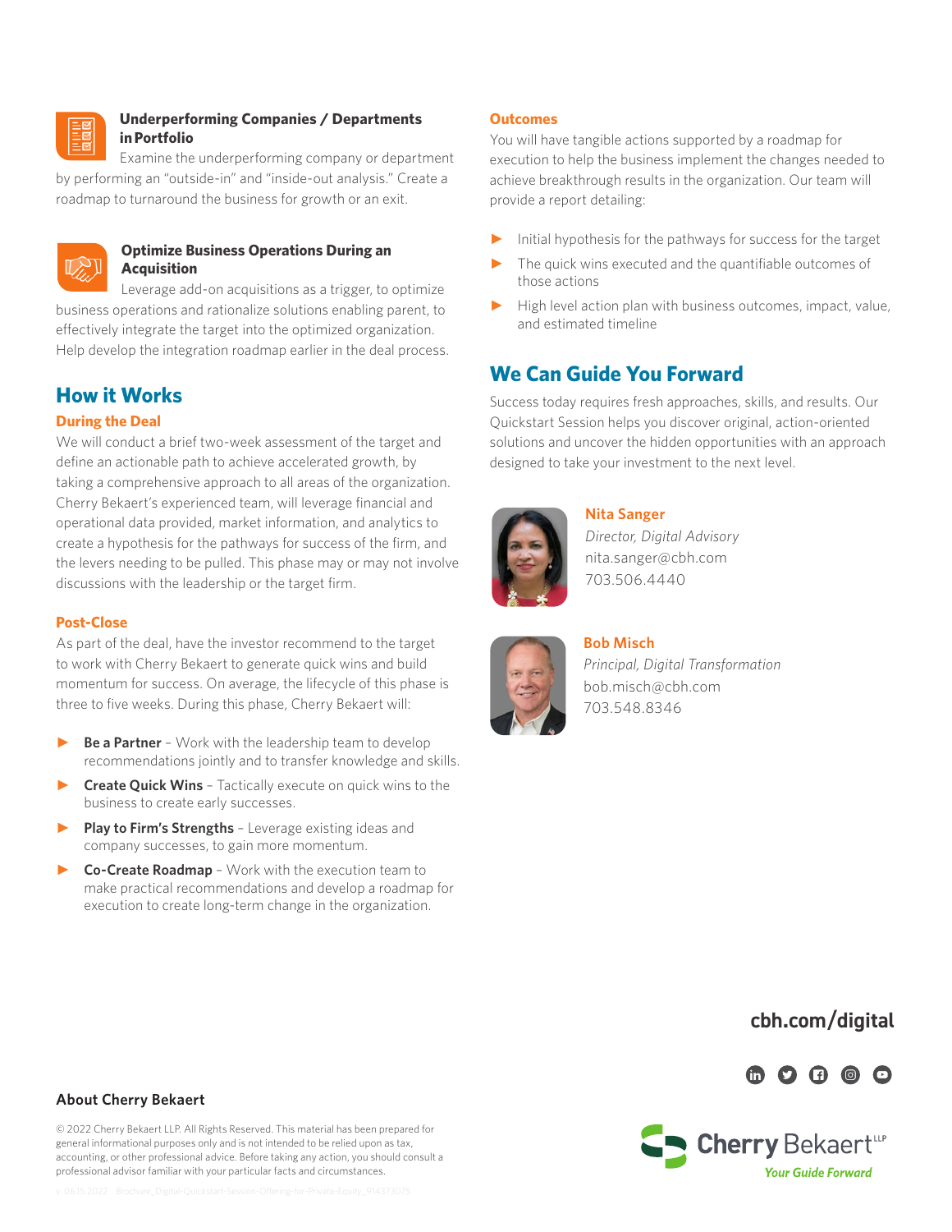### Underperforming Companies / Departments in Portfolio

Examine the underperforming company or department by performing an "outside-in" and "inside-out analysis." Create a roadmap to turnaround the business for growth or an exit.

### Optimize Business Operations During an Acquisition

Leverage add-on acquisitions as a trigger, to optimize business operations and rationalize solutions enabling parent, to effectively integrate the target into the optimized organization. Help develop the integration roadmap earlier in the deal process.

## How it Works

### During the Deal

We will conduct a brief two-week assessment of the target and define an actionable path to achieve accelerated growth, by taking a comprehensive approach to all areas of the organization. Cherry Bekaert's experienced team, will leverage financial and operational data provided, market information, and analytics to create a hypothesis for the pathways for success of the firm, and the levers needing to be pulled. This phase may or may not involve discussions with the leadership or the target firm.

### Post-Close

As part of the deal, have the investor recommend to the target to work with Cherry Bekaert to generate quick wins and build momentum for success. On average, the lifecycle of this phase is three to five weeks. During this phase, Cherry Bekaert will:

- **Be a Partner** – Work with the leadership team to develop recommendations jointly and to transfer knowledge and skills.
- **Create Quick Wins** – Tactically execute on quick wins to the business to create early successes.
- **Play to Firm's Strengths** – Leverage existing ideas and company successes, to gain more momentum.
- **Co-Create Roadmap** – Work with the execution team to make practical recommendations and develop a roadmap for execution to create long-term change in the organization.

### Outcomes

You will have tangible actions supported by a roadmap for execution to help the business implement the changes needed to achieve breakthrough results in the organization. Our team will provide a report detailing:

- Initial hypothesis for the pathways for success for the target
- The quick wins executed and the quantifiable outcomes of those actions
- High level action plan with business outcomes, impact, value, and estimated timeline

## We Can Guide You Forward

Success today requires fresh approaches, skills, and results. Our Quickstart Session helps you discover original, action-oriented solutions and uncover the hidden opportunities with an approach designed to take your investment to the next level.

**Nita Sanger**
*Director, Digital Advisory*
nita.sanger@cbh.com
703.506.4440

**Bob Misch**
*Principal, Digital Transformation*
bob.misch@cbh.com
703.548.8346

**cbh.com/digital**

### About Cherry Bekaert

© 2022 Cherry Bekaert LLP. All Rights Reserved. This material has been prepared for general informational purposes only and is not intended to be relied upon as tax, accounting, or other professional advice. Before taking any action, you should consult a professional advisor familiar with your particular facts and circumstances.

Cherry Bekaert LLP
*Your Guide Forward*